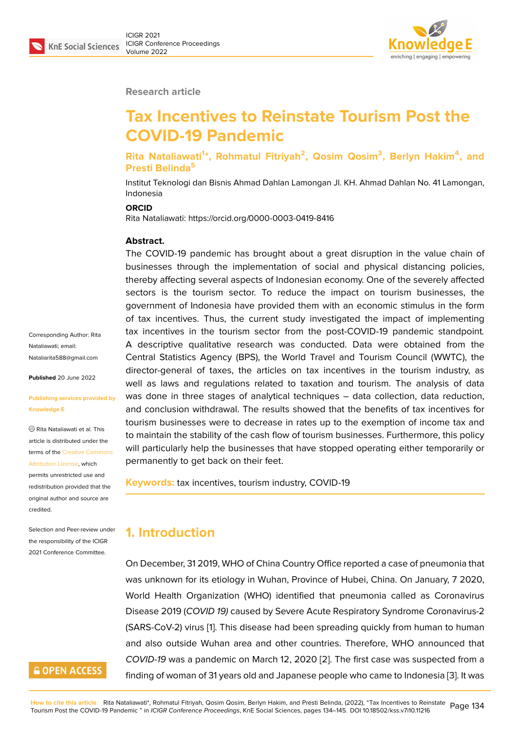Research article

# Tax Incentives to Reinstate Tourism Post the COVID-19 Pandemic

**Rita Nataliawati[1]*, Rohmatul Fitriyah[2], Qosim Qosim[3], Berlyn Hakim[4], and Presti Belinda[5]**

Institut Teknologi dan Bisnis Ahmad Dahlan Lamongan Jl. KH. Ahmad Dahlan No. 41 Lamongan, Indonesia

**ORCID**

Rita Nataliawati: https://orcid.org/0000-0003-0419-8416

Corresponding Author: Rita Nataliawati; email: Nataliarita588@gmail.com

**Published** 20 June 2022

**Publishing services provided by Knowledge E**

© Rita Nataliawati et al. This article is distributed under the terms of the Creative Commons Attribution License, which permits unrestricted use and redistribution provided that the original author and source are credited.

Selection and Peer-review under the responsibility of the ICIGR 2021 Conference Committee.

**Abstract.**

The COVID-19 pandemic has brought about a great disruption in the value chain of businesses through the implementation of social and physical distancing policies, thereby affecting several aspects of Indonesian economy. One of the severely affected sectors is the tourism sector. To reduce the impact on tourism businesses, the government of Indonesia have provided them with an economic stimulus in the form of tax incentives. Thus, the current study investigated the impact of implementing tax incentives in the tourism sector from the post-COVID-19 pandemic standpoint. A descriptive qualitative research was conducted. Data were obtained from the Central Statistics Agency (BPS), the World Travel and Tourism Council (WWTC), the director-general of taxes, the articles on tax incentives in the tourism industry, as well as laws and regulations related to taxation and tourism. The analysis of data was done in three stages of analytical techniques – data collection, data reduction, and conclusion withdrawal. The results showed that the benefits of tax incentives for tourism businesses were to decrease in rates up to the exemption of income tax and to maintain the stability of the cash flow of tourism businesses. Furthermore, this policy will particularly help the businesses that have stopped operating either temporarily or permanently to get back on their feet.

**Keywords:** tax incentives, tourism industry, COVID-19

## 1. Introduction

On December, 31 2019, WHO of China Country Office reported a case of pneumonia that was unknown for its etiology in Wuhan, Province of Hubei, China. On January, 7 2020, World Health Organization (WHO) identified that pneumonia called as Coronavirus Disease 2019 (*COVID 19)* caused by Severe Acute Respiratory Syndrome Coronavirus-2 (SARS-CoV-2) virus [1]. This disease had been spreading quickly from human to human and also outside Wuhan area and other countries. Therefore, WHO announced that *COVID-19* was a pandemic on March 12, 2020 [2]. The first case was suspected from a finding of woman of 31 years old and Japanese people who came to Indonesia [3]. It was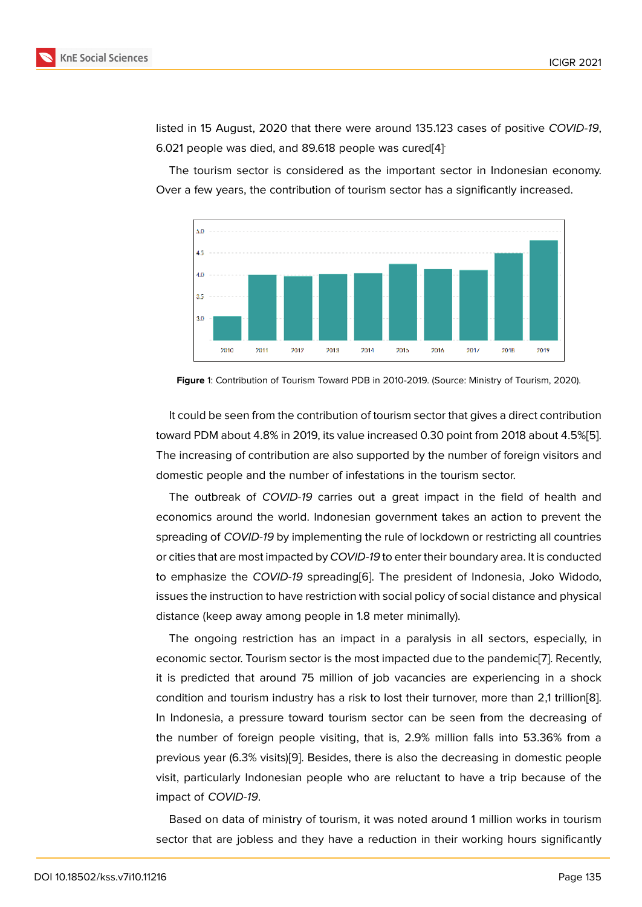listed in 15 August, 2020 that there were around 135.123 cases of positive *COVID-19*, 6.021 people was died, and 89.618 people was cured[4].

The tourism sector is considered as the important sector in Indonesian economy. Over a few years, the contribution of tourism sector has a significantly increased.

**Figure** 1: Contribution of Tourism Toward PDB in 2010-2019. (Source: Ministry of Tourism, 2020).

It could be seen from the contribution of tourism sector that gives a direct contribution toward PDM about 4.8% in 2019, its value increased 0.30 point from 2018 about 4.5%[5]. The increasing of contribution are also supported by the number of foreign visitors and domestic people and the number of infestations in the tourism sector.

The outbreak of *COVID-19* carries out a great impact in the field of health and economics around the world. Indonesian government takes an action to prevent the spreading of *COVID-19* by implementing the rule of lockdown or restricting all countries or cities that are most impacted by *COVID-19* to enter their boundary area. It is conducted to emphasize the *COVID-19* spreading[6]. The president of Indonesia, Joko Widodo, issues the instruction to have restriction with social policy of social distance and physical distance (keep away among people in 1.8 meter minimally).

The ongoing restriction has an impact in a paralysis in all sectors, especially, in economic sector. Tourism sector is the most impacted due to the pandemic[7]. Recently, it is predicted that around 75 million of job vacancies are experiencing in a shock condition and tourism industry has a risk to lost their turnover, more than 2,1 trillion[8]. In Indonesia, a pressure toward tourism sector can be seen from the decreasing of the number of foreign people visiting, that is, 2.9% million falls into 53.36% from a previous year (6.3% visits)[9]. Besides, there is also the decreasing in domestic people visit, particularly Indonesian people who are reluctant to have a trip because of the impact of *COVID-19*.

Based on data of ministry of tourism, it was noted around 1 million works in tourism sector that are jobless and they have a reduction in their working hours significantly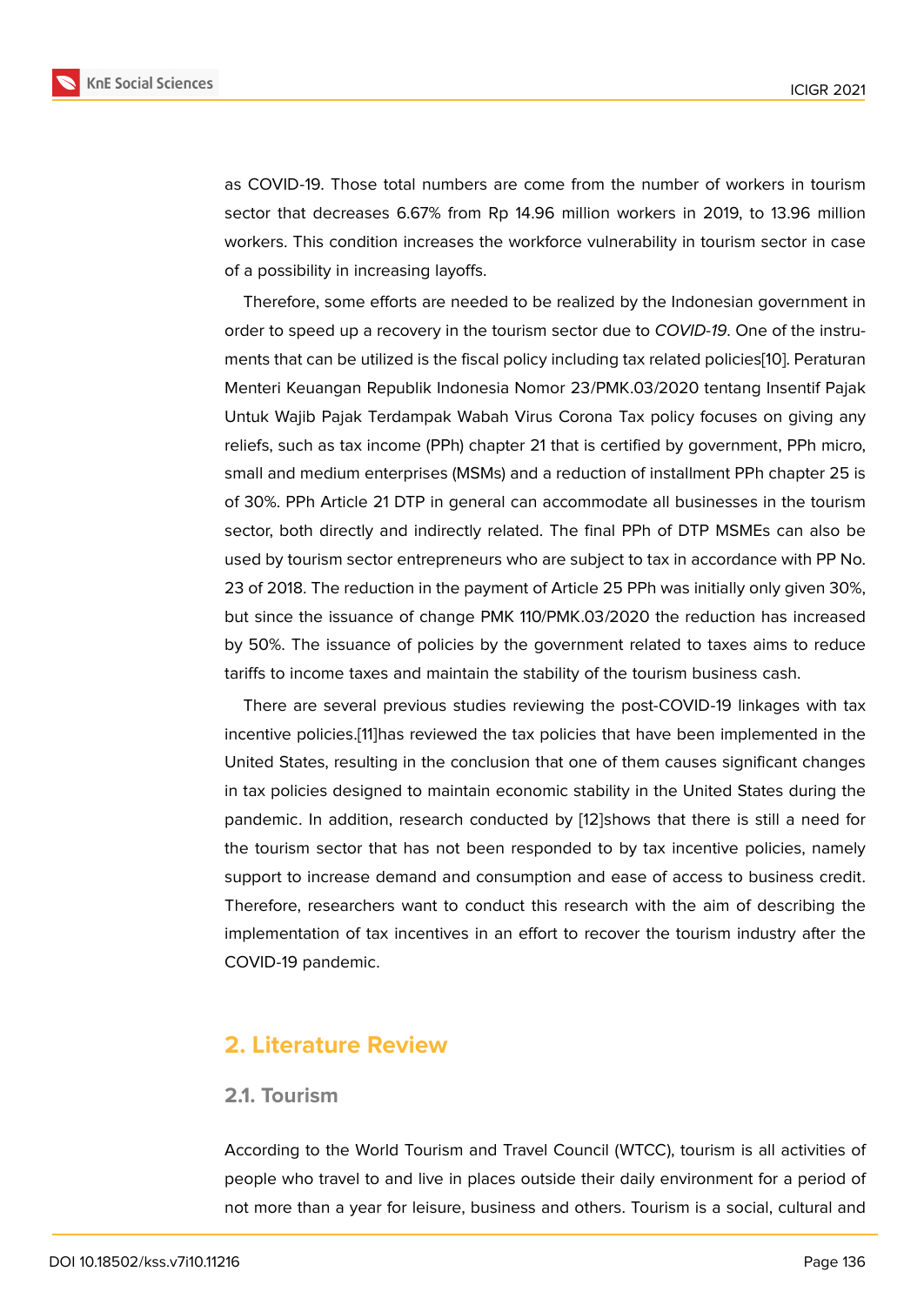as COVID-19. Those total numbers are come from the number of workers in tourism sector that decreases 6.67% from Rp 14.96 million workers in 2019, to 13.96 million workers. This condition increases the workforce vulnerability in tourism sector in case of a possibility in increasing layoffs.

Therefore, some efforts are needed to be realized by the Indonesian government in order to speed up a recovery in the tourism sector due to *COVID-19*. One of the instruments that can be utilized is the fiscal policy including tax related policies[10]. Peraturan Menteri Keuangan Republik Indonesia Nomor 23/PMK.03/2020 tentang Insentif Pajak Untuk Wajib Pajak Terdampak Wabah Virus Corona Tax policy focuses on giving any reliefs, such as tax income (PPh) chapter 21 that is certified by government, PPh micro, small and medium enterprises (MSMs) and a reduction of installment PPh chapter 25 is of 30%. PPh Article 21 DTP in general can accommodate all businesses in the tourism sector, both directly and indirectly related. The final PPh of DTP MSMEs can also be used by tourism sector entrepreneurs who are subject to tax in accordance with PP No. 23 of 2018. The reduction in the payment of Article 25 PPh was initially only given 30%, but since the issuance of change PMK 110/PMK.03/2020 the reduction has increased by 50%. The issuance of policies by the government related to taxes aims to reduce tariffs to income taxes and maintain the stability of the tourism business cash.

There are several previous studies reviewing the post-COVID-19 linkages with tax incentive policies.[11]has reviewed the tax policies that have been implemented in the United States, resulting in the conclusion that one of them causes significant changes in tax policies designed to maintain economic stability in the United States during the pandemic. In addition, research conducted by [12]shows that there is still a need for the tourism sector that has not been responded to by tax incentive policies, namely support to increase demand and consumption and ease of access to business credit. Therefore, researchers want to conduct this research with the aim of describing the implementation of tax incentives in an effort to recover the tourism industry after the COVID-19 pandemic.

## 2. Literature Review

### 2.1. Tourism

According to the World Tourism and Travel Council (WTCC), tourism is all activities of people who travel to and live in places outside their daily environment for a period of not more than a year for leisure, business and others. Tourism is a social, cultural and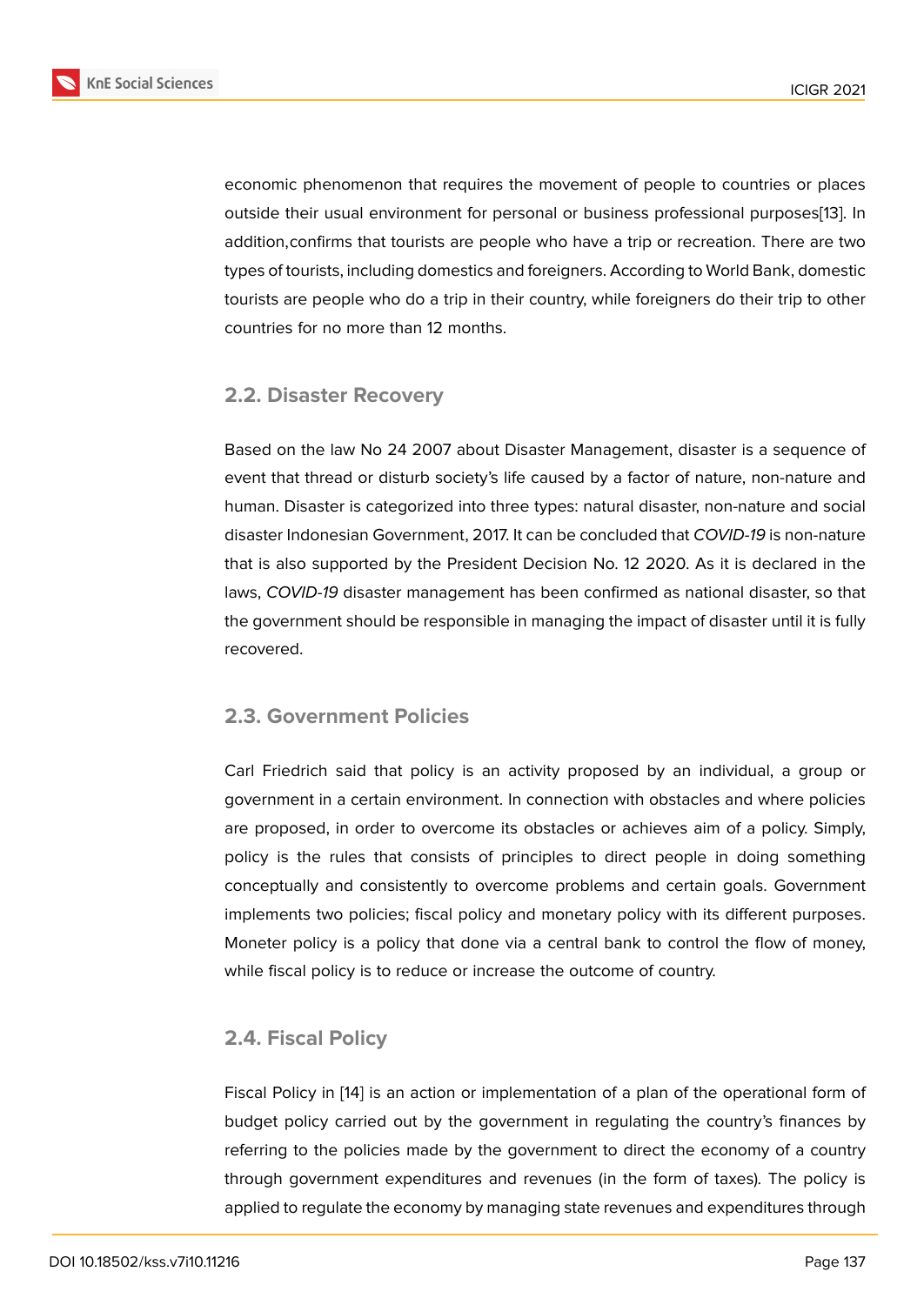economic phenomenon that requires the movement of people to countries or places outside their usual environment for personal or business professional purposes[13]. In addition,confirms that tourists are people who have a trip or recreation. There are two types of tourists, including domestics and foreigners. According to World Bank, domestic tourists are people who do a trip in their country, while foreigners do their trip to other countries for no more than 12 months.

## 2.2. Disaster Recovery

Based on the law No 24 2007 about Disaster Management, disaster is a sequence of event that thread or disturb society's life caused by a factor of nature, non-nature and human. Disaster is categorized into three types: natural disaster, non-nature and social disaster Indonesian Government, 2017. It can be concluded that *COVID-19* is non-nature that is also supported by the President Decision No. 12 2020. As it is declared in the laws, *COVID-19* disaster management has been confirmed as national disaster, so that the government should be responsible in managing the impact of disaster until it is fully recovered.

## 2.3. Government Policies

Carl Friedrich said that policy is an activity proposed by an individual, a group or government in a certain environment. In connection with obstacles and where policies are proposed, in order to overcome its obstacles or achieves aim of a policy. Simply, policy is the rules that consists of principles to direct people in doing something conceptually and consistently to overcome problems and certain goals. Government implements two policies; fiscal policy and monetary policy with its different purposes. Moneter policy is a policy that done via a central bank to control the flow of money, while fiscal policy is to reduce or increase the outcome of country.

## 2.4. Fiscal Policy

Fiscal Policy in [14] is an action or implementation of a plan of the operational form of budget policy carried out by the government in regulating the country's finances by referring to the policies made by the government to direct the economy of a country through government expenditures and revenues (in the form of taxes). The policy is applied to regulate the economy by managing state revenues and expenditures through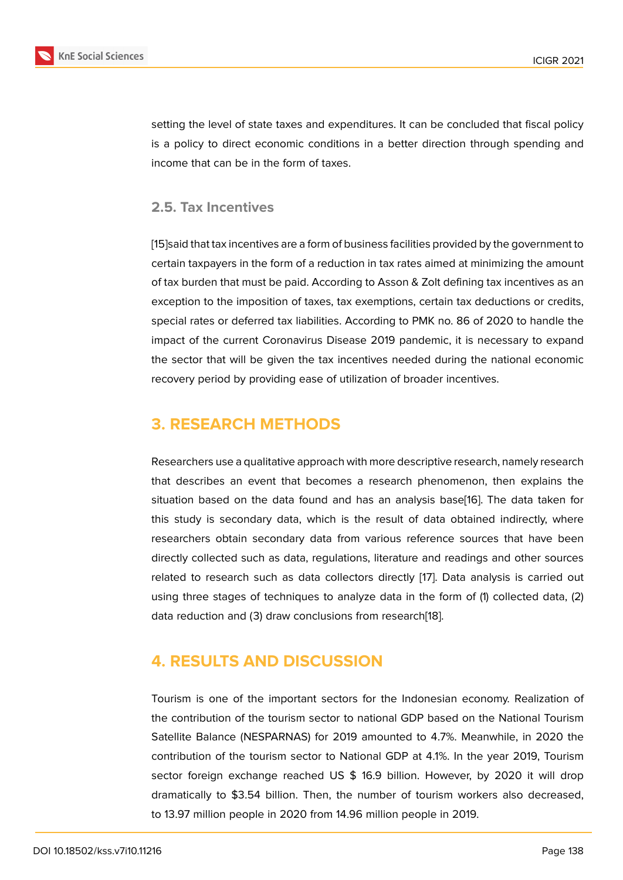setting the level of state taxes and expenditures. It can be concluded that fiscal policy is a policy to direct economic conditions in a better direction through spending and income that can be in the form of taxes.

### 2.5. Tax Incentives

[15]said that tax incentives are a form of business facilities provided by the government to certain taxpayers in the form of a reduction in tax rates aimed at minimizing the amount of tax burden that must be paid. According to Asson & Zolt defining tax incentives as an exception to the imposition of taxes, tax exemptions, certain tax deductions or credits, special rates or deferred tax liabilities. According to PMK no. 86 of 2020 to handle the impact of the current Coronavirus Disease 2019 pandemic, it is necessary to expand the sector that will be given the tax incentives needed during the national economic recovery period by providing ease of utilization of broader incentives.

## 3. RESEARCH METHODS

Researchers use a qualitative approach with more descriptive research, namely research that describes an event that becomes a research phenomenon, then explains the situation based on the data found and has an analysis base[16]. The data taken for this study is secondary data, which is the result of data obtained indirectly, where researchers obtain secondary data from various reference sources that have been directly collected such as data, regulations, literature and readings and other sources related to research such as data collectors directly [17]. Data analysis is carried out using three stages of techniques to analyze data in the form of (1) collected data, (2) data reduction and (3) draw conclusions from research[18].

## 4. RESULTS AND DISCUSSION

Tourism is one of the important sectors for the Indonesian economy. Realization of the contribution of the tourism sector to national GDP based on the National Tourism Satellite Balance (NESPARNAS) for 2019 amounted to 4.7%. Meanwhile, in 2020 the contribution of the tourism sector to National GDP at 4.1%. In the year 2019, Tourism sector foreign exchange reached US $ 16.9 billion. However, by 2020 it will drop dramatically to $3.54 billion. Then, the number of tourism workers also decreased, to 13.97 million people in 2020 from 14.96 million people in 2019.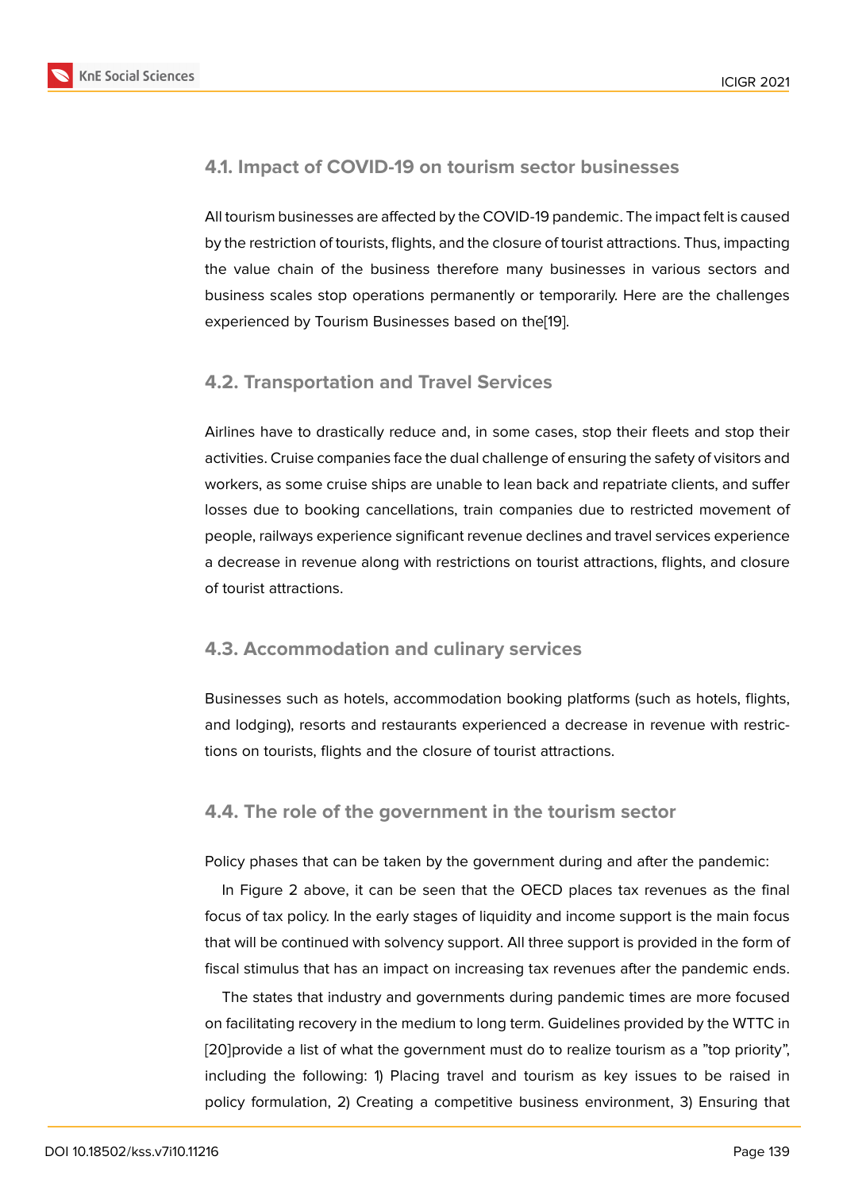### 4.1. Impact of COVID-19 on tourism sector businesses

All tourism businesses are affected by the COVID-19 pandemic. The impact felt is caused by the restriction of tourists, flights, and the closure of tourist attractions. Thus, impacting the value chain of the business therefore many businesses in various sectors and business scales stop operations permanently or temporarily. Here are the challenges experienced by Tourism Businesses based on the[19].

### 4.2. Transportation and Travel Services

Airlines have to drastically reduce and, in some cases, stop their fleets and stop their activities. Cruise companies face the dual challenge of ensuring the safety of visitors and workers, as some cruise ships are unable to lean back and repatriate clients, and suffer losses due to booking cancellations, train companies due to restricted movement of people, railways experience significant revenue declines and travel services experience a decrease in revenue along with restrictions on tourist attractions, flights, and closure of tourist attractions.

### 4.3. Accommodation and culinary services

Businesses such as hotels, accommodation booking platforms (such as hotels, flights, and lodging), resorts and restaurants experienced a decrease in revenue with restrictions on tourists, flights and the closure of tourist attractions.

### 4.4. The role of the government in the tourism sector

Policy phases that can be taken by the government during and after the pandemic:

In Figure 2 above, it can be seen that the OECD places tax revenues as the final focus of tax policy. In the early stages of liquidity and income support is the main focus that will be continued with solvency support. All three support is provided in the form of fiscal stimulus that has an impact on increasing tax revenues after the pandemic ends.

The states that industry and governments during pandemic times are more focused on facilitating recovery in the medium to long term. Guidelines provided by the WTTC in [20]provide a list of what the government must do to realize tourism as a "top priority", including the following: 1) Placing travel and tourism as key issues to be raised in policy formulation, 2) Creating a competitive business environment, 3) Ensuring that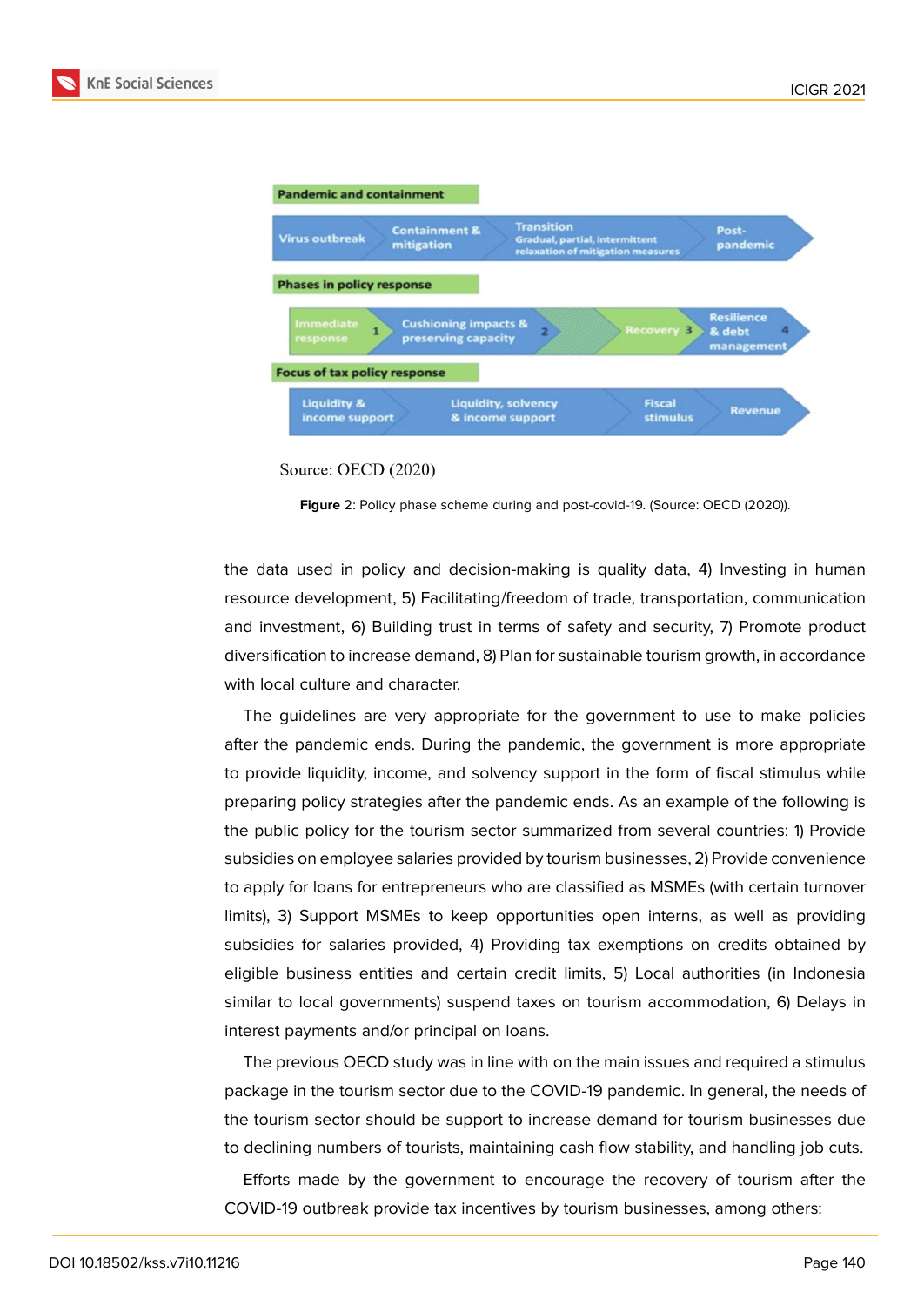Pandemic and containment

Virus outbreak | Containment & mitigation | Transition: Gradual, partial, intermittent relaxation of mitigation measures | Post-pandemic

Phases in policy response

Immediate response 1 | Cushioning impacts & preserving capacity 2 | Recovery 3 | Resilience & debt management 4

Focus of tax policy response

Liquidity & income support | Liquidity, solvency & income support | Fiscal stimulus | Revenue

Source: OECD (2020)

**Figure** 2: Policy phase scheme during and post-covid-19. (Source: OECD (2020)).

the data used in policy and decision-making is quality data, 4) Investing in human resource development, 5) Facilitating/freedom of trade, transportation, communication and investment, 6) Building trust in terms of safety and security, 7) Promote product diversification to increase demand, 8) Plan for sustainable tourism growth, in accordance with local culture and character.

The guidelines are very appropriate for the government to use to make policies after the pandemic ends. During the pandemic, the government is more appropriate to provide liquidity, income, and solvency support in the form of fiscal stimulus while preparing policy strategies after the pandemic ends. As an example of the following is the public policy for the tourism sector summarized from several countries: 1) Provide subsidies on employee salaries provided by tourism businesses, 2) Provide convenience to apply for loans for entrepreneurs who are classified as MSMEs (with certain turnover limits), 3) Support MSMEs to keep opportunities open interns, as well as providing subsidies for salaries provided, 4) Providing tax exemptions on credits obtained by eligible business entities and certain credit limits, 5) Local authorities (in Indonesia similar to local governments) suspend taxes on tourism accommodation, 6) Delays in interest payments and/or principal on loans.

The previous OECD study was in line with on the main issues and required a stimulus package in the tourism sector due to the COVID-19 pandemic. In general, the needs of the tourism sector should be support to increase demand for tourism businesses due to declining numbers of tourists, maintaining cash flow stability, and handling job cuts.

Efforts made by the government to encourage the recovery of tourism after the COVID-19 outbreak provide tax incentives by tourism businesses, among others: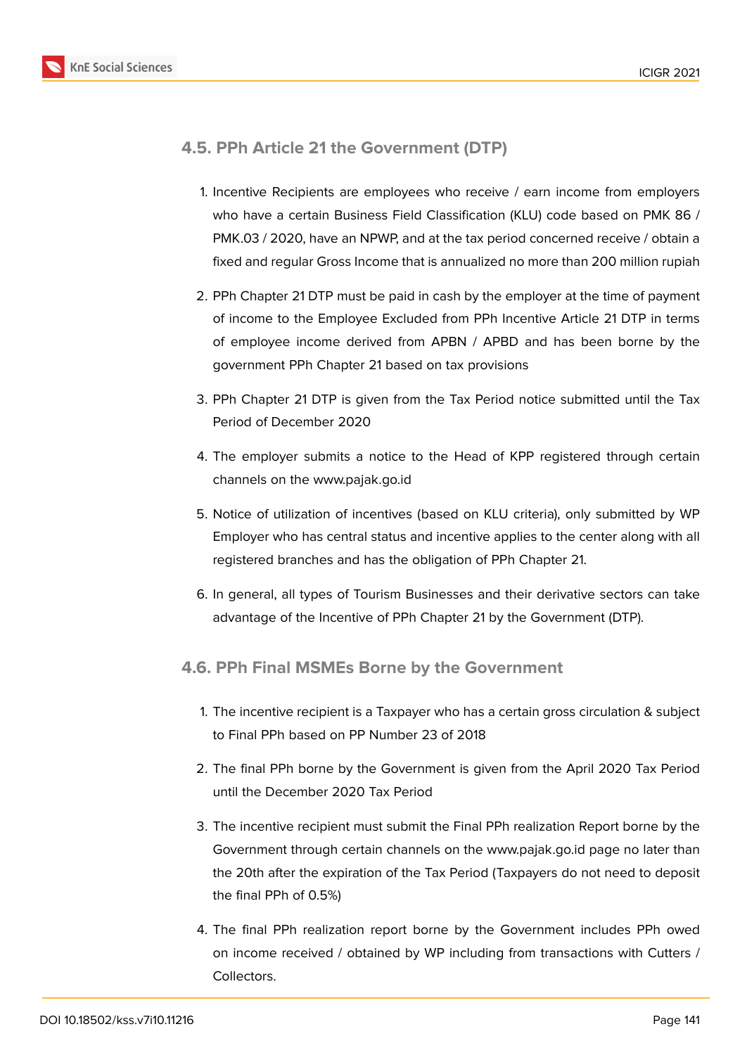### 4.5. PPh Article 21 the Government (DTP)

1. Incentive Recipients are employees who receive / earn income from employers who have a certain Business Field Classification (KLU) code based on PMK 86 / PMK.03 / 2020, have an NPWP, and at the tax period concerned receive / obtain a fixed and regular Gross Income that is annualized no more than 200 million rupiah
2. PPh Chapter 21 DTP must be paid in cash by the employer at the time of payment of income to the Employee Excluded from PPh Incentive Article 21 DTP in terms of employee income derived from APBN / APBD and has been borne by the government PPh Chapter 21 based on tax provisions
3. PPh Chapter 21 DTP is given from the Tax Period notice submitted until the Tax Period of December 2020
4. The employer submits a notice to the Head of KPP registered through certain channels on the www.pajak.go.id
5. Notice of utilization of incentives (based on KLU criteria), only submitted by WP Employer who has central status and incentive applies to the center along with all registered branches and has the obligation of PPh Chapter 21.
6. In general, all types of Tourism Businesses and their derivative sectors can take advantage of the Incentive of PPh Chapter 21 by the Government (DTP).

### 4.6. PPh Final MSMEs Borne by the Government

1. The incentive recipient is a Taxpayer who has a certain gross circulation & subject to Final PPh based on PP Number 23 of 2018
2. The final PPh borne by the Government is given from the April 2020 Tax Period until the December 2020 Tax Period
3. The incentive recipient must submit the Final PPh realization Report borne by the Government through certain channels on the www.pajak.go.id page no later than the 20th after the expiration of the Tax Period (Taxpayers do not need to deposit the final PPh of 0.5%)
4. The final PPh realization report borne by the Government includes PPh owed on income received / obtained by WP including from transactions with Cutters / Collectors.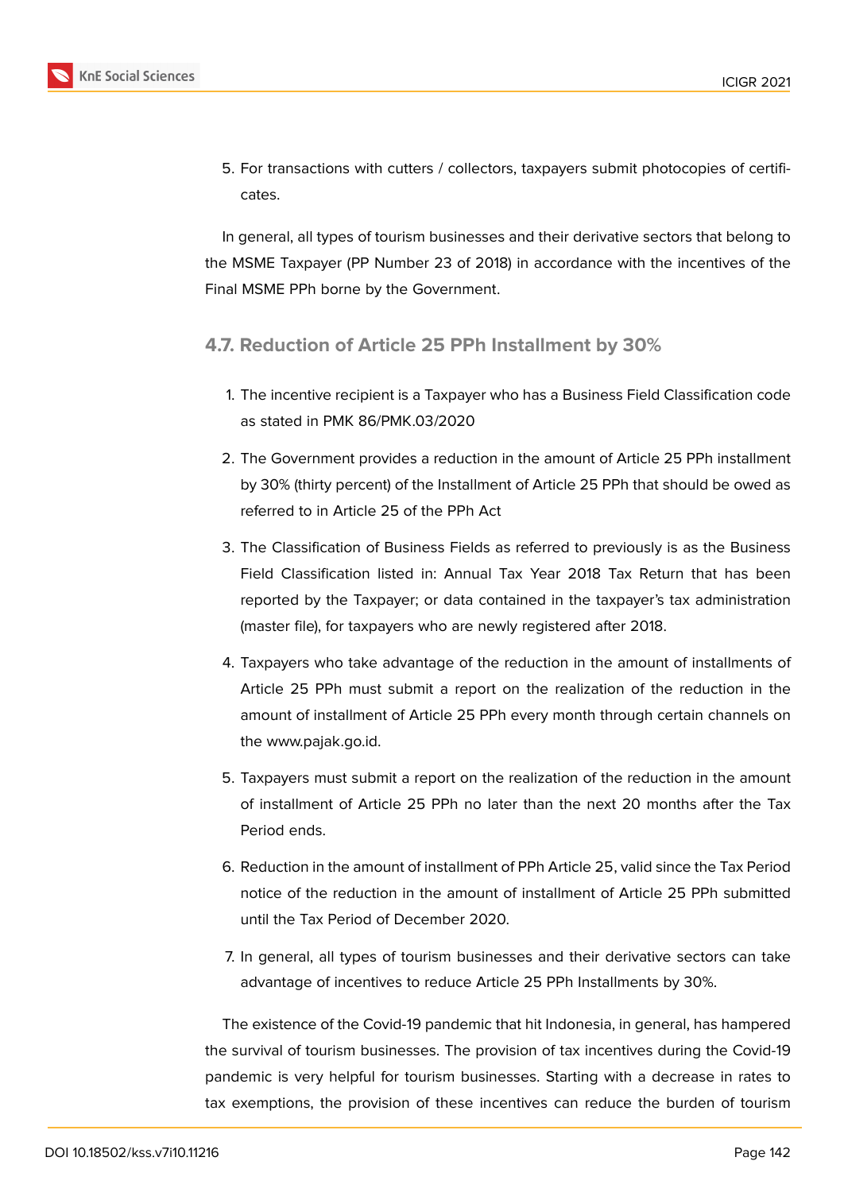5. For transactions with cutters / collectors, taxpayers submit photocopies of certificates.

In general, all types of tourism businesses and their derivative sectors that belong to the MSME Taxpayer (PP Number 23 of 2018) in accordance with the incentives of the Final MSME PPh borne by the Government.

### 4.7. Reduction of Article 25 PPh Installment by 30%

1. The incentive recipient is a Taxpayer who has a Business Field Classification code as stated in PMK 86/PMK.03/2020
2. The Government provides a reduction in the amount of Article 25 PPh installment by 30% (thirty percent) of the Installment of Article 25 PPh that should be owed as referred to in Article 25 of the PPh Act
3. The Classification of Business Fields as referred to previously is as the Business Field Classification listed in: Annual Tax Year 2018 Tax Return that has been reported by the Taxpayer; or data contained in the taxpayer's tax administration (master file), for taxpayers who are newly registered after 2018.
4. Taxpayers who take advantage of the reduction in the amount of installments of Article 25 PPh must submit a report on the realization of the reduction in the amount of installment of Article 25 PPh every month through certain channels on the www.pajak.go.id.
5. Taxpayers must submit a report on the realization of the reduction in the amount of installment of Article 25 PPh no later than the next 20 months after the Tax Period ends.
6. Reduction in the amount of installment of PPh Article 25, valid since the Tax Period notice of the reduction in the amount of installment of Article 25 PPh submitted until the Tax Period of December 2020.
7. In general, all types of tourism businesses and their derivative sectors can take advantage of incentives to reduce Article 25 PPh Installments by 30%.

The existence of the Covid-19 pandemic that hit Indonesia, in general, has hampered the survival of tourism businesses. The provision of tax incentives during the Covid-19 pandemic is very helpful for tourism businesses. Starting with a decrease in rates to tax exemptions, the provision of these incentives can reduce the burden of tourism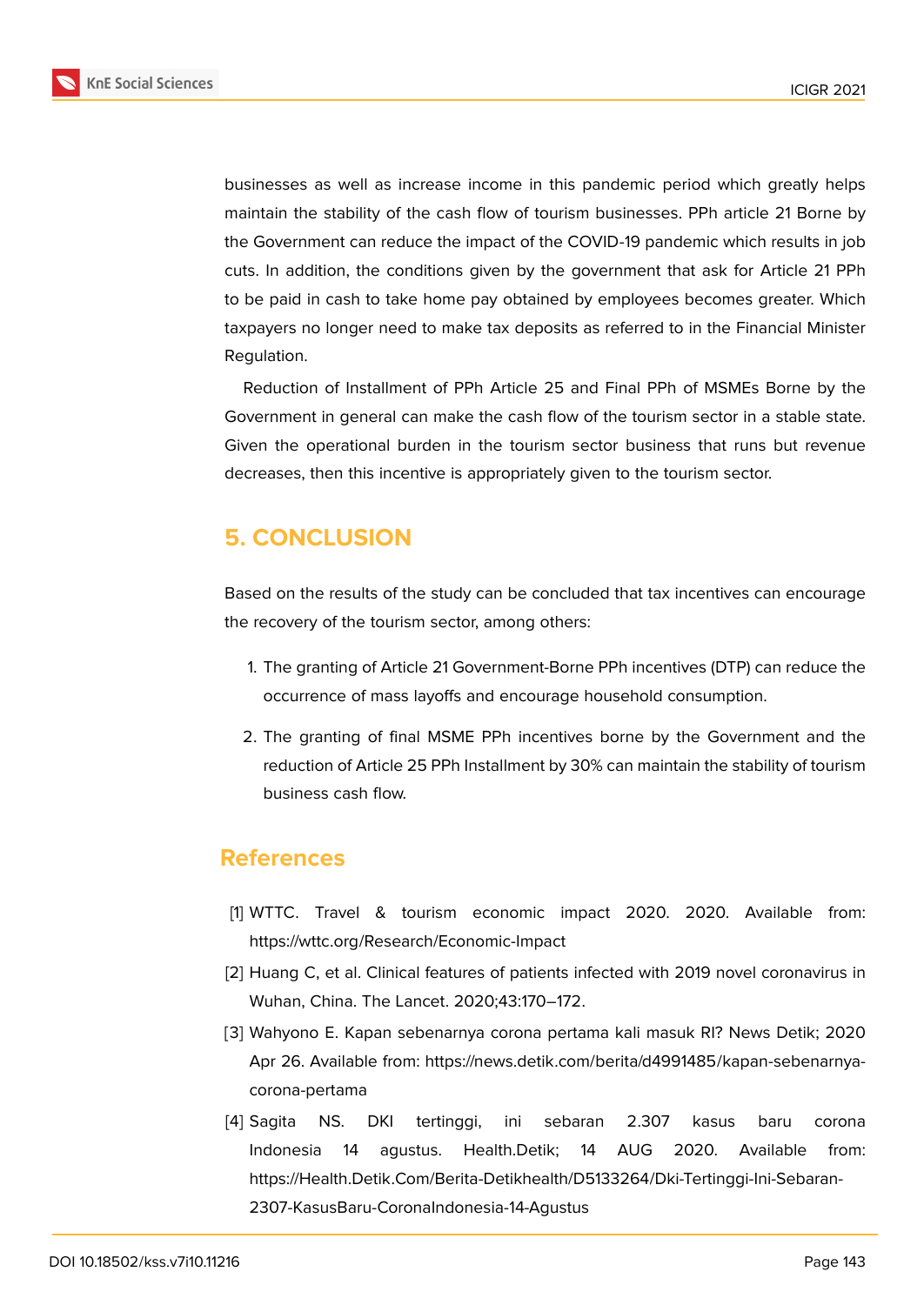businesses as well as increase income in this pandemic period which greatly helps maintain the stability of the cash flow of tourism businesses. PPh article 21 Borne by the Government can reduce the impact of the COVID-19 pandemic which results in job cuts. In addition, the conditions given by the government that ask for Article 21 PPh to be paid in cash to take home pay obtained by employees becomes greater. Which taxpayers no longer need to make tax deposits as referred to in the Financial Minister Regulation.

Reduction of Installment of PPh Article 25 and Final PPh of MSMEs Borne by the Government in general can make the cash flow of the tourism sector in a stable state. Given the operational burden in the tourism sector business that runs but revenue decreases, then this incentive is appropriately given to the tourism sector.

## 5. CONCLUSION

Based on the results of the study can be concluded that tax incentives can encourage the recovery of the tourism sector, among others:

1. The granting of Article 21 Government-Borne PPh incentives (DTP) can reduce the occurrence of mass layoffs and encourage household consumption.
2. The granting of final MSME PPh incentives borne by the Government and the reduction of Article 25 PPh Installment by 30% can maintain the stability of tourism business cash flow.

## References

[1] WTTC. Travel & tourism economic impact 2020. 2020. Available from: https://wttc.org/Research/Economic-Impact

[2] Huang C, et al. Clinical features of patients infected with 2019 novel coronavirus in Wuhan, China. The Lancet. 2020;43:170–172.

[3] Wahyono E. Kapan sebenarnya corona pertama kali masuk RI? News Detik; 2020 Apr 26. Available from: https://news.detik.com/berita/d4991485/kapan-sebenarnya-corona-pertama

[4] Sagita NS. DKI tertinggi, ini sebaran 2.307 kasus baru corona Indonesia 14 agustus. Health.Detik; 14 AUG 2020. Available from: https://Health.Detik.Com/Berita-Detikhealth/D5133264/Dki-Tertinggi-Ini-Sebaran-2307-KasusBaru-CoronaIndonesia-14-Agustus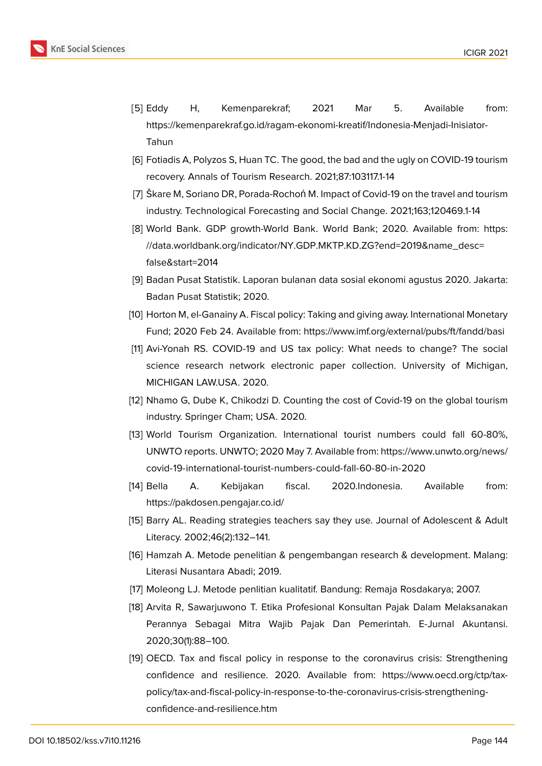[5] Eddy H, Kemenparekraf; 2021 Mar 5. Available from: https://kemenparekraf.go.id/ragam-ekonomi-kreatif/Indonesia-Menjadi-Inisiator-Tahun

[6] Fotiadis A, Polyzos S, Huan TC. The good, the bad and the ugly on COVID-19 tourism recovery. Annals of Tourism Research. 2021;87:103117.1-14

[7] Škare M, Soriano DR, Porada-Rochoń M. Impact of Covid-19 on the travel and tourism industry. Technological Forecasting and Social Change. 2021;163;120469.1-14

[8] World Bank. GDP growth-World Bank. World Bank; 2020. Available from: https://data.worldbank.org/indicator/NY.GDP.MKTP.KD.ZG?end=2019&name_desc=false&start=2014

[9] Badan Pusat Statistik. Laporan bulanan data sosial ekonomi agustus 2020. Jakarta: Badan Pusat Statistik; 2020.

[10] Horton M, el-Ganainy A. Fiscal policy: Taking and giving away. International Monetary Fund; 2020 Feb 24. Available from: https://www.imf.org/external/pubs/ft/fandd/basi

[11] Avi-Yonah RS. COVID-19 and US tax policy: What needs to change? The social science research network electronic paper collection. University of Michigan, MICHIGAN LAW.USA. 2020.

[12] Nhamo G, Dube K, Chikodzi D. Counting the cost of Covid-19 on the global tourism industry. Springer Cham; USA. 2020.

[13] World Tourism Organization. International tourist numbers could fall 60-80%, UNWTO reports. UNWTO; 2020 May 7. Available from: https://www.unwto.org/news/covid-19-international-tourist-numbers-could-fall-60-80-in-2020

[14] Bella A. Kebijakan fiscal. 2020.Indonesia. Available from: https://pakdosen.pengajar.co.id/

[15] Barry AL. Reading strategies teachers say they use. Journal of Adolescent & Adult Literacy. 2002;46(2):132–141.

[16] Hamzah A. Metode penelitian & pengembangan research & development. Malang: Literasi Nusantara Abadi; 2019.

[17] Moleong LJ. Metode penlitian kualitatif. Bandung: Remaja Rosdakarya; 2007.

[18] Arvita R, Sawarjuwono T. Etika Profesional Konsultan Pajak Dalam Melaksanakan Perannya Sebagai Mitra Wajib Pajak Dan Pemerintah. E-Jurnal Akuntansi. 2020;30(1):88–100.

[19] OECD. Tax and fiscal policy in response to the coronavirus crisis: Strengthening confidence and resilience. 2020. Available from: https://www.oecd.org/ctp/tax-policy/tax-and-fiscal-policy-in-response-to-the-coronavirus-crisis-strengthening-confidence-and-resilience.htm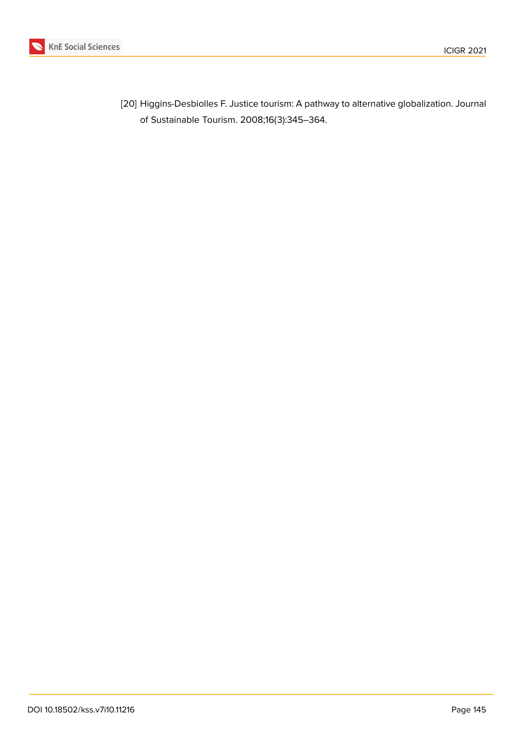[20] Higgins-Desbiolles F. Justice tourism: A pathway to alternative globalization. Journal of Sustainable Tourism. 2008;16(3):345–364.